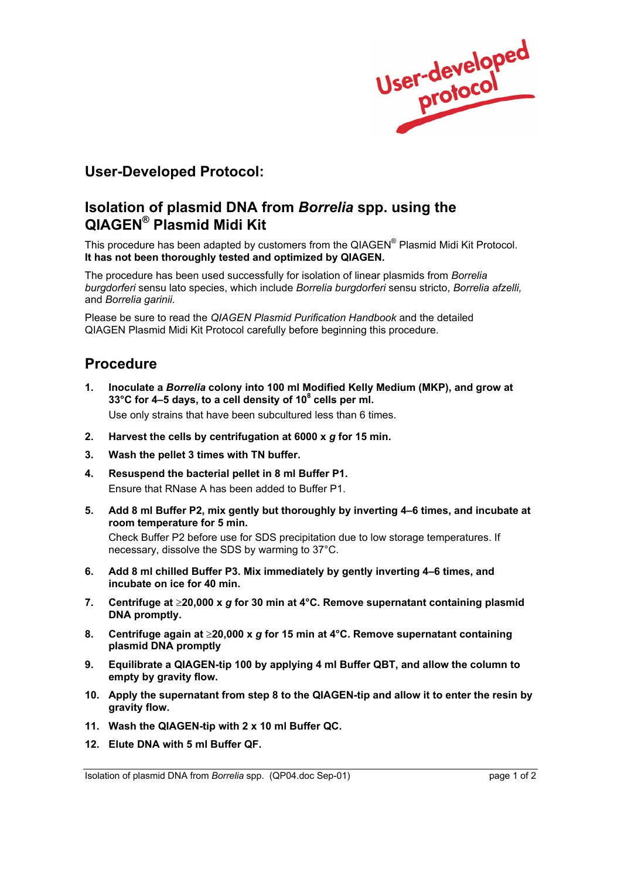## User-Developed Protocol:

# Isolation of plasmid DNA from *Borrelia* spp. using the QIAGEN® Plasmid Midi Kit

This procedure has been adapted by customers from the QIAGEN® Plasmid Midi Kit Protocol. **It has not been thoroughly tested and optimized by QIAGEN.**

The procedure has been used successfully for isolation of linear plasmids from *Borrelia burgdorferi* sensu lato species, which include *Borrelia burgdorferi* sensu stricto, *Borrelia afzelli,* and *Borrelia garinii.*

Please be sure to read the *QIAGEN Plasmid Purification Handbook* and the detailed QIAGEN Plasmid Midi Kit Protocol carefully before beginning this procedure.

## Procedure

1. **Inoculate a *Borrelia* colony into 100 ml Modified Kelly Medium (MKP), and grow at 33°C for 4–5 days, to a cell density of $10^8$ cells per ml.**
   Use only strains that have been subcultured less than 6 times.
2. **Harvest the cells by centrifugation at 6000 x *g* for 15 min.**
3. **Wash the pellet 3 times with TN buffer.**
4. **Resuspend the bacterial pellet in 8 ml Buffer P1.**
   Ensure that RNase A has been added to Buffer P1.
5. **Add 8 ml Buffer P2, mix gently but thoroughly by inverting 4–6 times, and incubate at room temperature for 5 min.**
   Check Buffer P2 before use for SDS precipitation due to low storage temperatures. If necessary, dissolve the SDS by warming to 37°C.
6. **Add 8 ml chilled Buffer P3. Mix immediately by gently inverting 4–6 times, and incubate on ice for 40 min.**
7. **Centrifuge at ≥20,000 x *g* for 30 min at 4°C. Remove supernatant containing plasmid DNA promptly.**
8. **Centrifuge again at ≥20,000 x *g* for 15 min at 4°C. Remove supernatant containing plasmid DNA promptly**
9. **Equilibrate a QIAGEN-tip 100 by applying 4 ml Buffer QBT, and allow the column to empty by gravity flow.**
10. **Apply the supernatant from step 8 to the QIAGEN-tip and allow it to enter the resin by gravity flow.**
11. **Wash the QIAGEN-tip with 2 x 10 ml Buffer QC.**
12. **Elute DNA with 5 ml Buffer QF.**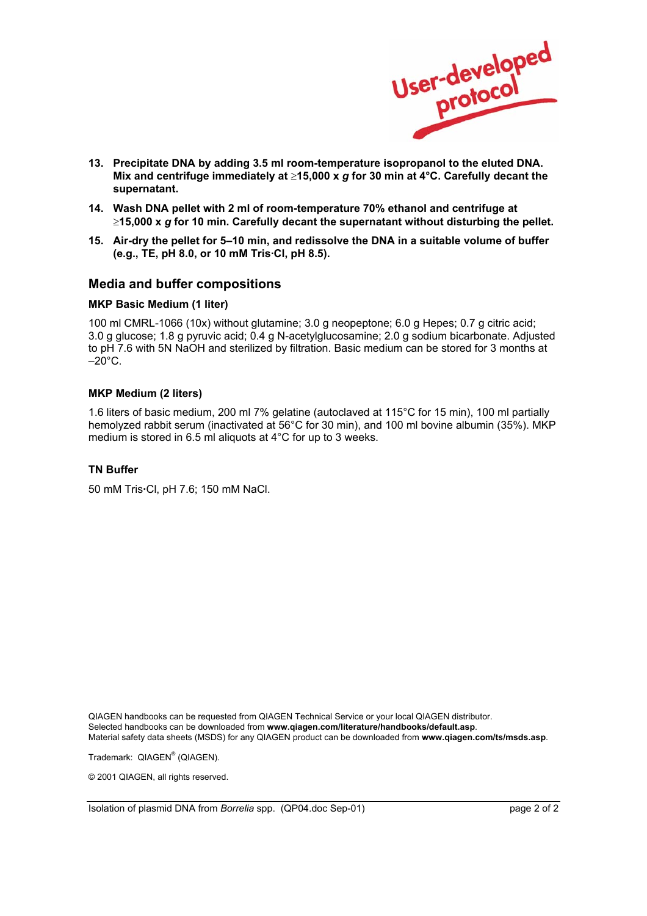13. **Precipitate DNA by adding 3.5 ml room-temperature isopropanol to the eluted DNA. Mix and centrifuge immediately at ≥15,000 x *g* for 30 min at 4°C. Carefully decant the supernatant.**
14. **Wash DNA pellet with 2 ml of room-temperature 70% ethanol and centrifuge at ≥15,000 x *g* for 10 min. Carefully decant the supernatant without disturbing the pellet.**
15. **Air-dry the pellet for 5–10 min, and redissolve the DNA in a suitable volume of buffer (e.g., TE, pH 8.0, or 10 mM Tris·Cl, pH 8.5).**

## Media and buffer compositions

### MKP Basic Medium (1 liter)

100 ml CMRL-1066 (10x) without glutamine; 3.0 g neopeptone; 6.0 g Hepes; 0.7 g citric acid; 3.0 g glucose; 1.8 g pyruvic acid; 0.4 g N-acetylglucosamine; 2.0 g sodium bicarbonate. Adjusted to pH 7.6 with 5N NaOH and sterilized by filtration. Basic medium can be stored for 3 months at –20°C.

### MKP Medium (2 liters)

1.6 liters of basic medium, 200 ml 7% gelatine (autoclaved at 115°C for 15 min), 100 ml partially hemolyzed rabbit serum (inactivated at 56°C for 30 min), and 100 ml bovine albumin (35%). MKP medium is stored in 6.5 ml aliquots at 4°C for up to 3 weeks.

### TN Buffer

50 mM Tris·Cl, pH 7.6; 150 mM NaCl.

QIAGEN handbooks can be requested from QIAGEN Technical Service or your local QIAGEN distributor. Selected handbooks can be downloaded from **www.qiagen.com/literature/handbooks/default.asp**. Material safety data sheets (MSDS) for any QIAGEN product can be downloaded from **www.qiagen.com/ts/msds.asp**.

Trademark: QIAGEN® (QIAGEN).

© 2001 QIAGEN, all rights reserved.